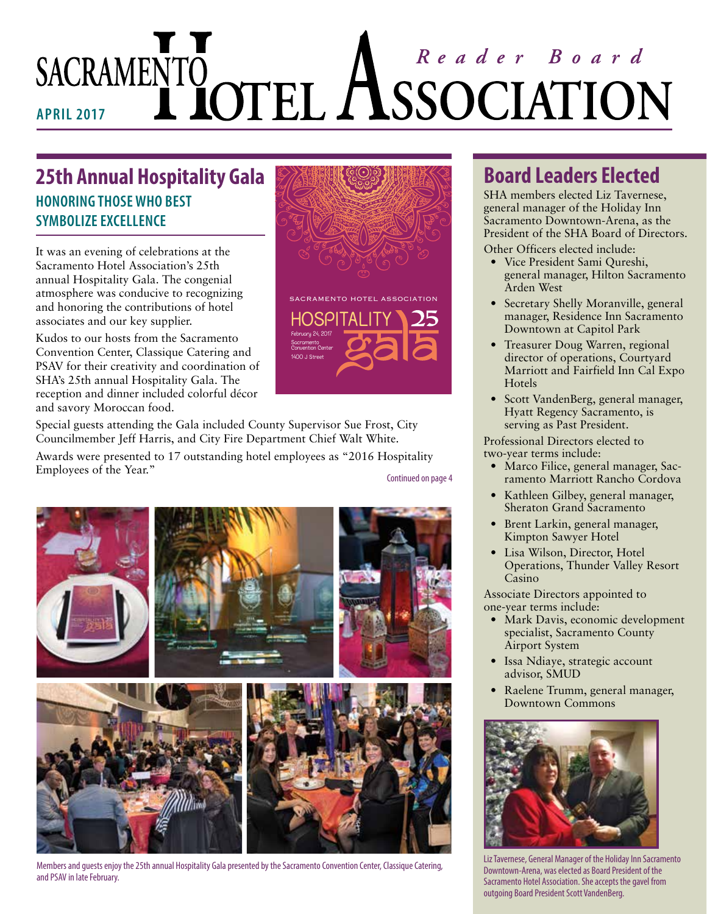# SACRAMENTO HOTEL ASSOCIATION

*Reader Board*

APRIL 2017

## 25th Annual Hospitality Gala

### HONORING THOSE WHO BEST SYMBOLIZE EXCELLENCE

It was an evening of celebrations at the Sacramento Hotel Association's 25th annual Hospitality Gala. The congenial atmosphere was conducive to recognizing and honoring the contributions of hotel associates and our key supplier.

Kudos to our hosts from the Sacramento Convention Center, Classique Catering and PSAV for their creativity and coordination of SHA's 25th annual Hospitality Gala. The reception and dinner included colorful décor and savory Moroccan food.

Special guests attending the Gala included County Supervisor Sue Frost, City Councilmember Jeff Harris, and City Fire Department Chief Walt White.

Awards were presented to 17 outstanding hotel employees as "2016 Hospitality Employees of the Year."

Continued on page 4

SACRAMENTO HOTEL ASSOCIATION
HOSPITALITY 25 gala
February 24, 2017
Sacramento Convention Center
1400 J Street

Members and guests enjoy the 25th annual Hospitality Gala presented by the Sacramento Convention Center, Classique Catering, and PSAV in late February.

## Board Leaders Elected

SHA members elected Liz Tavernese, general manager of the Holiday Inn Sacramento Downtown-Arena, as the President of the SHA Board of Directors.

Other Officers elected include:

- Vice President Sami Qureshi, general manager, Hilton Sacramento Arden West
- Secretary Shelly Moranville, general manager, Residence Inn Sacramento Downtown at Capitol Park
- Treasurer Doug Warren, regional director of operations, Courtyard Marriott and Fairfield Inn Cal Expo Hotels
- Scott VandenBerg, general manager, Hyatt Regency Sacramento, is serving as Past President.

Professional Directors elected to two-year terms include:

- Marco Filice, general manager, Sacramento Marriott Rancho Cordova
- Kathleen Gilbey, general manager, Sheraton Grand Sacramento
- Brent Larkin, general manager, Kimpton Sawyer Hotel
- Lisa Wilson, Director, Hotel Operations, Thunder Valley Resort Casino

Associate Directors appointed to one-year terms include:

- Mark Davis, economic development specialist, Sacramento County Airport System
- Issa Ndiaye, strategic account advisor, SMUD
- Raelene Trumm, general manager, Downtown Commons

Liz Tavernese, General Manager of the Holiday Inn Sacramento Downtown-Arena, was elected as Board President of the Sacramento Hotel Association. She accepts the gavel from outgoing Board President Scott VandenBerg.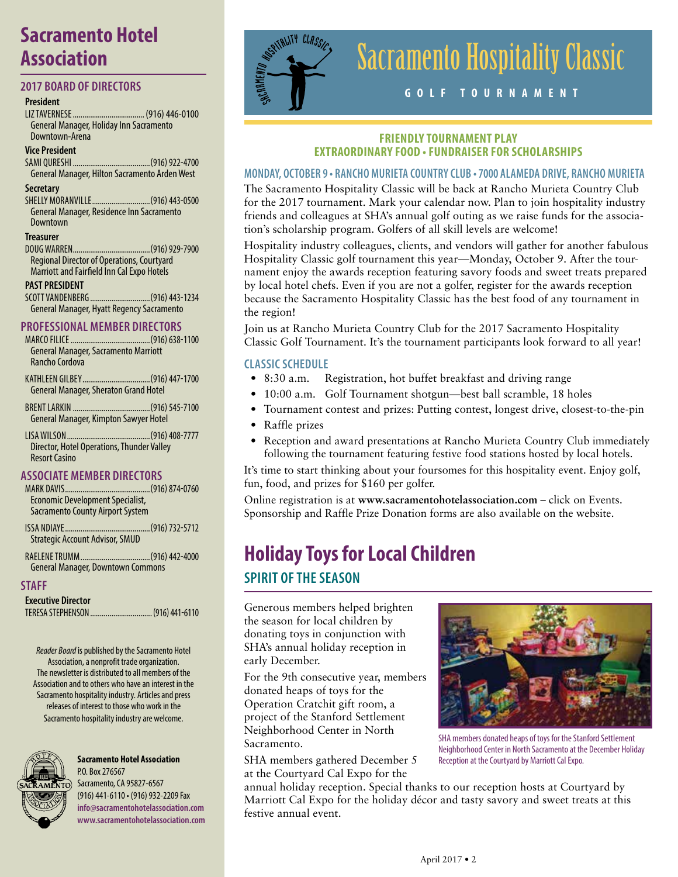# Sacramento Hotel Association

## 2017 BOARD OF DIRECTORS

**President**

LIZ TAVERNESE .................................... (916) 446-0100
General Manager, Holiday Inn Sacramento Downtown-Arena

**Vice President**

SAMI QURESHI ........................................(916) 922-4700
General Manager, Hilton Sacramento Arden West

**Secretary**

SHELLY MORANVILLE..............................(916) 443-0500
General Manager, Residence Inn Sacramento Downtown

**Treasurer**

DOUG WARREN........................................(916) 929-7900
Regional Director of Operations, Courtyard Marriott and Fairfield Inn Cal Expo Hotels

**PAST PRESIDENT**

SCOTT VANDENBERG...............................(916) 443-1234
General Manager, Hyatt Regency Sacramento

## PROFESSIONAL MEMBER DIRECTORS

MARCO FILICE .........................................(916) 638-1100
General Manager, Sacramento Marriott Rancho Cordova

KATHLEEN GILBEY...................................(916) 447-1700
General Manager, Sheraton Grand Hotel

BRENT LARKIN ........................................(916) 545-7100
General Manager, Kimpton Sawyer Hotel

LISA WILSON...........................................(916) 408-7777
Director, Hotel Operations, Thunder Valley Resort Casino

## ASSOCIATE MEMBER DIRECTORS

MARK DAVIS............................................(916) 874-0760
Economic Development Specialist, Sacramento County Airport System

ISSA NDIAYE............................................(916) 732-5712
Strategic Account Advisor, SMUD

RAELENE TRUMM...................................(916) 442-4000
General Manager, Downtown Commons

## STAFF

**Executive Director**

TERESA STEPHENSON ................................ (916) 441-6110

*Reader Board* is published by the Sacramento Hotel Association, a nonprofit trade organization. The newsletter is distributed to all members of the Association and to others who have an interest in the Sacramento hospitality industry. Articles and press releases of interest to those who work in the Sacramento hospitality industry are welcome.

**Sacramento Hotel Association**
P.O. Box 276567
Sacramento, CA 95827-6567
(916) 441-6110 • (916) 932-2209 Fax
**info@sacramentohotelassociation.com**
**www.sacramentohotelassociation.com**

# Sacramento Hospitality Classic

GOLF TOURNAMENT

**FRIENDLY TOURNAMENT PLAY**
**EXTRAORDINARY FOOD • FUNDRAISER FOR SCHOLARSHIPS**

### MONDAY, OCTOBER 9 • RANCHO MURIETA COUNTRY CLUB • 7000 ALAMEDA DRIVE, RANCHO MURIETA

The Sacramento Hospitality Classic will be back at Rancho Murieta Country Club for the 2017 tournament. Mark your calendar now. Plan to join hospitality industry friends and colleagues at SHA's annual golf outing as we raise funds for the association's scholarship program. Golfers of all skill levels are welcome!

Hospitality industry colleagues, clients, and vendors will gather for another fabulous Hospitality Classic golf tournament this year—Monday, October 9. After the tournament enjoy the awards reception featuring savory foods and sweet treats prepared by local hotel chefs. Even if you are not a golfer, register for the awards reception because the Sacramento Hospitality Classic has the best food of any tournament in the region!

Join us at Rancho Murieta Country Club for the 2017 Sacramento Hospitality Classic Golf Tournament. It's the tournament participants look forward to all year!

### CLASSIC SCHEDULE

- 8:30 a.m. Registration, hot buffet breakfast and driving range
- 10:00 a.m. Golf Tournament shotgun—best ball scramble, 18 holes
- Tournament contest and prizes: Putting contest, longest drive, closest-to-the-pin
- Raffle prizes
- Reception and award presentations at Rancho Murieta Country Club immediately following the tournament featuring festive food stations hosted by local hotels.

It's time to start thinking about your foursomes for this hospitality event. Enjoy golf, fun, food, and prizes for $160 per golfer.

Online registration is at **www.sacramentohotelassociation.com** – click on Events. Sponsorship and Raffle Prize Donation forms are also available on the website.

# Holiday Toys for Local Children

## SPIRIT OF THE SEASON

Generous members helped brighten the season for local children by donating toys in conjunction with SHA's annual holiday reception in early December.

For the 9th consecutive year, members donated heaps of toys for the Operation Cratchit gift room, a project of the Stanford Settlement Neighborhood Center in North Sacramento.

SHA members gathered December 5 at the Courtyard Cal Expo for the annual holiday reception. Special thanks to our reception hosts at Courtyard by Marriott Cal Expo for the holiday décor and tasty savory and sweet treats at this festive annual event.

SHA members donated heaps of toys for the Stanford Settlement Neighborhood Center in North Sacramento at the December Holiday Reception at the Courtyard by Marriott Cal Expo.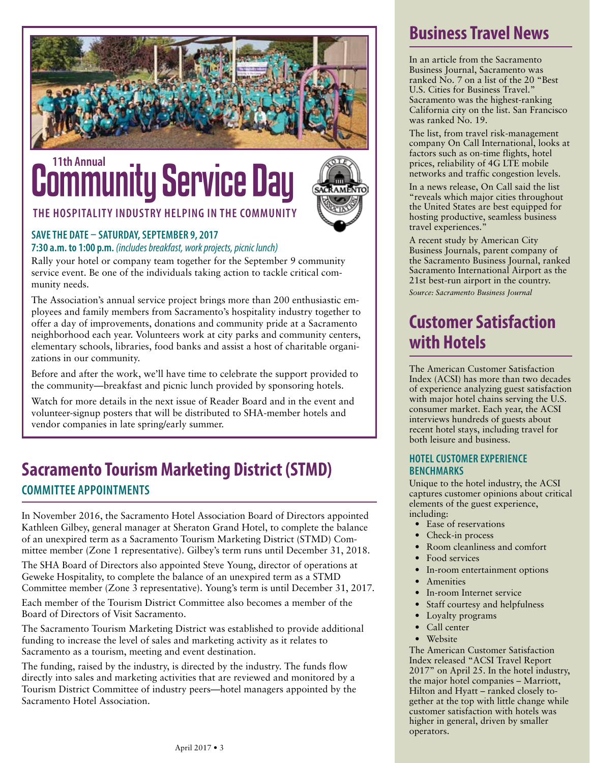## 11th Annual Community Service Day

### THE HOSPITALITY INDUSTRY HELPING IN THE COMMUNITY

**SAVE THE DATE – SATURDAY, SEPTEMBER 9, 2017**

**7:30 a.m. to 1:00 p.m.** *(includes breakfast, work projects, picnic lunch)*

Rally your hotel or company team together for the September 9 community service event. Be one of the individuals taking action to tackle critical community needs.

The Association's annual service project brings more than 200 enthusiastic employees and family members from Sacramento's hospitality industry together to offer a day of improvements, donations and community pride at a Sacramento neighborhood each year. Volunteers work at city parks and community centers, elementary schools, libraries, food banks and assist a host of charitable organizations in our community.

Before and after the work, we'll have time to celebrate the support provided to the community—breakfast and picnic lunch provided by sponsoring hotels.

Watch for more details in the next issue of Reader Board and in the event and volunteer-signup posters that will be distributed to SHA-member hotels and vendor companies in late spring/early summer.

## Sacramento Tourism Marketing District (STMD)

### COMMITTEE APPOINTMENTS

In November 2016, the Sacramento Hotel Association Board of Directors appointed Kathleen Gilbey, general manager at Sheraton Grand Hotel, to complete the balance of an unexpired term as a Sacramento Tourism Marketing District (STMD) Committee member (Zone 1 representative). Gilbey's term runs until December 31, 2018.

The SHA Board of Directors also appointed Steve Young, director of operations at Geweke Hospitality, to complete the balance of an unexpired term as a STMD Committee member (Zone 3 representative). Young's term is until December 31, 2017.

Each member of the Tourism District Committee also becomes a member of the Board of Directors of Visit Sacramento.

The Sacramento Tourism Marketing District was established to provide additional funding to increase the level of sales and marketing activity as it relates to Sacramento as a tourism, meeting and event destination.

The funding, raised by the industry, is directed by the industry. The funds flow directly into sales and marketing activities that are reviewed and monitored by a Tourism District Committee of industry peers—hotel managers appointed by the Sacramento Hotel Association.

## Business Travel News

In an article from the Sacramento Business Journal, Sacramento was ranked No. 7 on a list of the 20 "Best U.S. Cities for Business Travel." Sacramento was the highest-ranking California city on the list. San Francisco was ranked No. 19.

The list, from travel risk-management company On Call International, looks at factors such as on-time flights, hotel prices, reliability of 4G LTE mobile networks and traffic congestion levels.

In a news release, On Call said the list "reveals which major cities throughout the United States are best equipped for hosting productive, seamless business travel experiences."

A recent study by American City Business Journals, parent company of the Sacramento Business Journal, ranked Sacramento International Airport as the 21st best-run airport in the country.

*Source: Sacramento Business Journal*

## Customer Satisfaction with Hotels

The American Customer Satisfaction Index (ACSI) has more than two decades of experience analyzing guest satisfaction with major hotel chains serving the U.S. consumer market. Each year, the ACSI interviews hundreds of guests about recent hotel stays, including travel for both leisure and business.

### HOTEL CUSTOMER EXPERIENCE BENCHMARKS

Unique to the hotel industry, the ACSI captures customer opinions about critical elements of the guest experience, including:

- Ease of reservations
- Check-in process
- Room cleanliness and comfort
- Food services
- In-room entertainment options
- Amenities
- In-room Internet service
- Staff courtesy and helpfulness
- Loyalty programs
- Call center
- Website

The American Customer Satisfaction Index released "ACSI Travel Report 2017" on April 25. In the hotel industry, the major hotel companies – Marriott, Hilton and Hyatt – ranked closely together at the top with little change while customer satisfaction with hotels was higher in general, driven by smaller operators.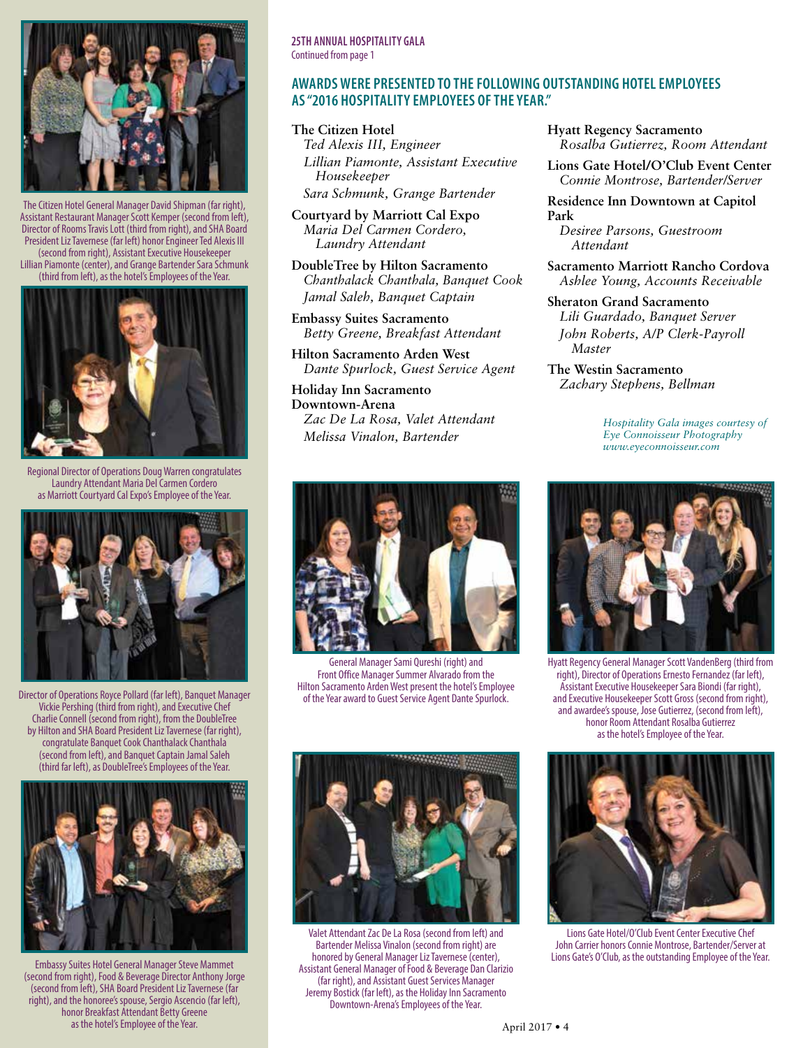**25TH ANNUAL HOSPITALITY GALA**
Continued from page 1

## AWARDS WERE PRESENTED TO THE FOLLOWING OUTSTANDING HOTEL EMPLOYEES AS "2016 HOSPITALITY EMPLOYEES OF THE YEAR."

**The Citizen Hotel**
*Ted Alexis III, Engineer*
*Lillian Piamonte, Assistant Executive Housekeeper*
*Sara Schmunk, Grange Bartender*

**Courtyard by Marriott Cal Expo**
*Maria Del Carmen Cordero, Laundry Attendant*

**DoubleTree by Hilton Sacramento**
*Chanthalack Chanthala, Banquet Cook*
*Jamal Saleh, Banquet Captain*

**Embassy Suites Sacramento**
*Betty Greene, Breakfast Attendant*

**Hilton Sacramento Arden West**
*Dante Spurlock, Guest Service Agent*

**Holiday Inn Sacramento Downtown-Arena**
*Zac De La Rosa, Valet Attendant*
*Melissa Vinalon, Bartender*

**Hyatt Regency Sacramento**
*Rosalba Gutierrez, Room Attendant*

**Lions Gate Hotel/O'Club Event Center**
*Connie Montrose, Bartender/Server*

**Residence Inn Downtown at Capitol Park**
*Desiree Parsons, Guestroom Attendant*

**Sacramento Marriott Rancho Cordova**
*Ashlee Young, Accounts Receivable*

**Sheraton Grand Sacramento**
*Lili Guardado, Banquet Server*
*John Roberts, A/P Clerk-Payroll Master*

**The Westin Sacramento**
*Zachary Stephens, Bellman*

*Hospitality Gala images courtesy of Eye Connoisseur Photography www.eyeconnoisseur.com*

The Citizen Hotel General Manager David Shipman (far right), Assistant Restaurant Manager Scott Kemper (second from left), Director of Rooms Travis Lott (third from right), and SHA Board President Liz Tavernese (far left) honor Engineer Ted Alexis III (second from right), Assistant Executive Housekeeper Lillian Piamonte (center), and Grange Bartender Sara Schmunk (third from left), as the hotel's Employees of the Year.

Regional Director of Operations Doug Warren congratulates Laundry Attendant Maria Del Carmen Cordero as Marriott Courtyard Cal Expo's Employee of the Year.

Director of Operations Royce Pollard (far left), Banquet Manager Vickie Pershing (third from right), and Executive Chef Charlie Connell (second from right), from the DoubleTree by Hilton and SHA Board President Liz Tavernese (far right), congratulate Banquet Cook Chanthalack Chanthala (second from left), and Banquet Captain Jamal Saleh (third far left), as DoubleTree's Employees of the Year.

Embassy Suites Hotel General Manager Steve Mammet (second from right), Food & Beverage Director Anthony Jorge (second from left), SHA Board President Liz Tavernese (far right), and the honoree's spouse, Sergio Ascencio (far left), honor Breakfast Attendant Betty Greene as the hotel's Employee of the Year.

General Manager Sami Qureshi (right) and Front Office Manager Summer Alvarado from the Hilton Sacramento Arden West present the hotel's Employee of the Year award to Guest Service Agent Dante Spurlock.

Hyatt Regency General Manager Scott VandenBerg (third from right), Director of Operations Ernesto Fernandez (far left), Assistant Executive Housekeeper Sara Biondi (far right), and Executive Housekeeper Scott Gross (second from right), and awardee's spouse, Jose Gutierrez, (second from left), honor Room Attendant Rosalba Gutierrez as the hotel's Employee of the Year.

Valet Attendant Zac De La Rosa (second from left) and Bartender Melissa Vinalon (second from right) are honored by General Manager Liz Tavernese (center), Assistant General Manager of Food & Beverage Dan Clarizio (far right), and Assistant Guest Services Manager Jeremy Bostick (far left), as the Holiday Inn Sacramento Downtown-Arena's Employees of the Year.

Lions Gate Hotel/O'Club Event Center Executive Chef John Carrier honors Connie Montrose, Bartender/Server at Lions Gate's O'Club, as the outstanding Employee of the Year.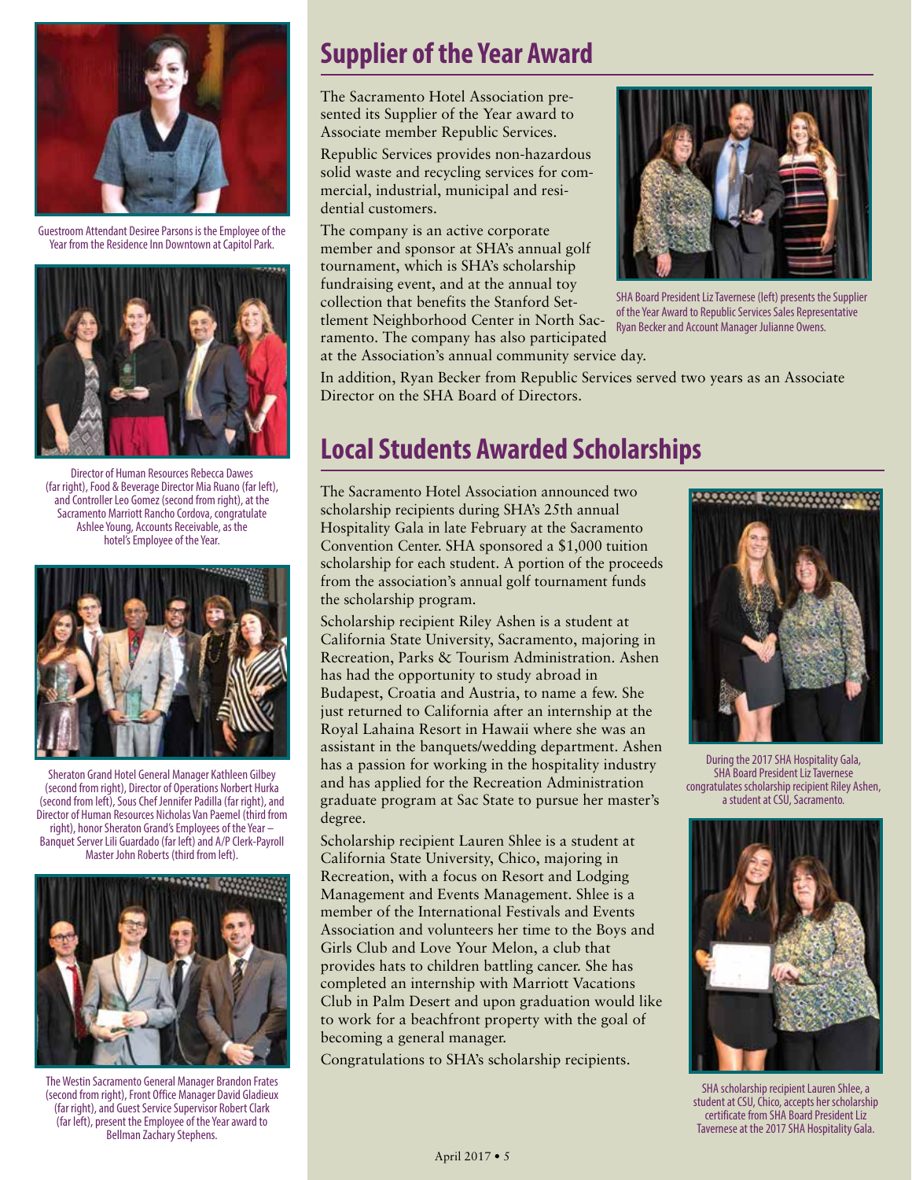Guestroom Attendant Desiree Parsons is the Employee of the Year from the Residence Inn Downtown at Capitol Park.

Director of Human Resources Rebecca Dawes (far right), Food & Beverage Director Mia Ruano (far left), and Controller Leo Gomez (second from right), at the Sacramento Marriott Rancho Cordova, congratulate Ashlee Young, Accounts Receivable, as the hotel's Employee of the Year.

Sheraton Grand Hotel General Manager Kathleen Gilbey (second from right), Director of Operations Norbert Hurka (second from left), Sous Chef Jennifer Padilla (far right), and Director of Human Resources Nicholas Van Paemel (third from right), honor Sheraton Grand's Employees of the Year – Banquet Server Lili Guardado (far left) and A/P Clerk-Payroll Master John Roberts (third from left).

The Westin Sacramento General Manager Brandon Frates (second from right), Front Office Manager David Gladieux (far right), and Guest Service Supervisor Robert Clark (far left), present the Employee of the Year award to Bellman Zachary Stephens.

# Supplier of the Year Award

The Sacramento Hotel Association presented its Supplier of the Year award to Associate member Republic Services.

Republic Services provides non-hazardous solid waste and recycling services for commercial, industrial, municipal and residential customers.

The company is an active corporate member and sponsor at SHA's annual golf tournament, which is SHA's scholarship fundraising event, and at the annual toy collection that benefits the Stanford Settlement Neighborhood Center in North Sacramento. The company has also participated at the Association's annual community service day.

SHA Board President Liz Tavernese (left) presents the Supplier of the Year Award to Republic Services Sales Representative Ryan Becker and Account Manager Julianne Owens.

In addition, Ryan Becker from Republic Services served two years as an Associate Director on the SHA Board of Directors.

# Local Students Awarded Scholarships

The Sacramento Hotel Association announced two scholarship recipients during SHA's 25th annual Hospitality Gala in late February at the Sacramento Convention Center. SHA sponsored a $1,000 tuition scholarship for each student. A portion of the proceeds from the association's annual golf tournament funds the scholarship program.

Scholarship recipient Riley Ashen is a student at California State University, Sacramento, majoring in Recreation, Parks & Tourism Administration. Ashen has had the opportunity to study abroad in Budapest, Croatia and Austria, to name a few. She just returned to California after an internship at the Royal Lahaina Resort in Hawaii where she was an assistant in the banquets/wedding department. Ashen has a passion for working in the hospitality industry and has applied for the Recreation Administration graduate program at Sac State to pursue her master's degree.

During the 2017 SHA Hospitality Gala, SHA Board President Liz Tavernese congratulates scholarship recipient Riley Ashen, a student at CSU, Sacramento.

Scholarship recipient Lauren Shlee is a student at California State University, Chico, majoring in Recreation, with a focus on Resort and Lodging Management and Events Management. Shlee is a member of the International Festivals and Events Association and volunteers her time to the Boys and Girls Club and Love Your Melon, a club that provides hats to children battling cancer. She has completed an internship with Marriott Vacations Club in Palm Desert and upon graduation would like to work for a beachfront property with the goal of becoming a general manager.

Congratulations to SHA's scholarship recipients.

SHA scholarship recipient Lauren Shlee, a student at CSU, Chico, accepts her scholarship certificate from SHA Board President Liz Tavernese at the 2017 SHA Hospitality Gala.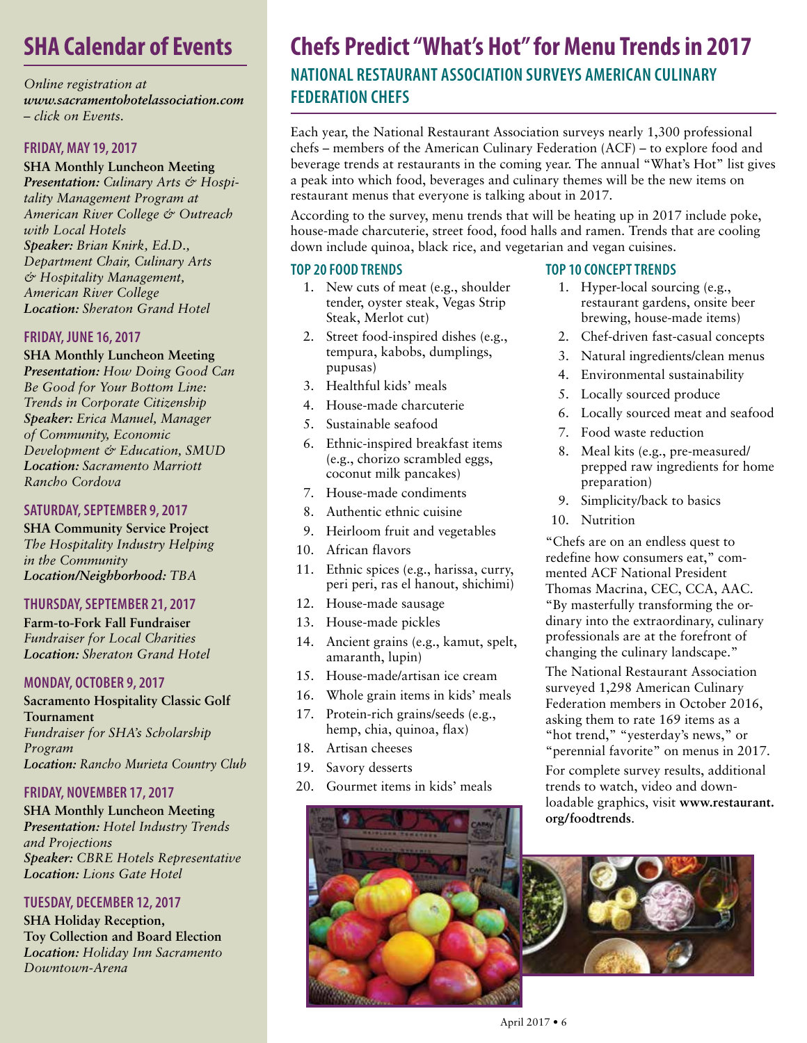## SHA Calendar of Events

*Online registration at **www.sacramentohotelassociation.com** – click on Events.*

### FRIDAY, MAY 19, 2017

**SHA Monthly Luncheon Meeting**
***Presentation:*** *Culinary Arts & Hospitality Management Program at American River College & Outreach with Local Hotels*
***Speaker:*** *Brian Knirk, Ed.D., Department Chair, Culinary Arts & Hospitality Management, American River College*
***Location:*** *Sheraton Grand Hotel*

### FRIDAY, JUNE 16, 2017

**SHA Monthly Luncheon Meeting**
***Presentation:*** *How Doing Good Can Be Good for Your Bottom Line: Trends in Corporate Citizenship*
***Speaker:*** *Erica Manuel, Manager of Community, Economic Development & Education, SMUD*
***Location:*** *Sacramento Marriott Rancho Cordova*

### SATURDAY, SEPTEMBER 9, 2017

**SHA Community Service Project**
*The Hospitality Industry Helping in the Community*
***Location/Neighborhood:*** *TBA*

### THURSDAY, SEPTEMBER 21, 2017

**Farm-to-Fork Fall Fundraiser**
*Fundraiser for Local Charities*
***Location:*** *Sheraton Grand Hotel*

### MONDAY, OCTOBER 9, 2017

**Sacramento Hospitality Classic Golf Tournament**
*Fundraiser for SHA's Scholarship Program*
***Location:*** *Rancho Murieta Country Club*

### FRIDAY, NOVEMBER 17, 2017

**SHA Monthly Luncheon Meeting**
***Presentation:*** *Hotel Industry Trends and Projections*
***Speaker:*** *CBRE Hotels Representative*
***Location:*** *Lions Gate Hotel*

### TUESDAY, DECEMBER 12, 2017

**SHA Holiday Reception, Toy Collection and Board Election**
***Location:*** *Holiday Inn Sacramento Downtown-Arena*

# Chefs Predict "What's Hot" for Menu Trends in 2017

## NATIONAL RESTAURANT ASSOCIATION SURVEYS AMERICAN CULINARY FEDERATION CHEFS

Each year, the National Restaurant Association surveys nearly 1,300 professional chefs – members of the American Culinary Federation (ACF) – to explore food and beverage trends at restaurants in the coming year. The annual "What's Hot" list gives a peak into which food, beverages and culinary themes will be the new items on restaurant menus that everyone is talking about in 2017.

According to the survey, menu trends that will be heating up in 2017 include poke, house-made charcuterie, street food, food halls and ramen. Trends that are cooling down include quinoa, black rice, and vegetarian and vegan cuisines.

### TOP 20 FOOD TRENDS

1. New cuts of meat (e.g., shoulder tender, oyster steak, Vegas Strip Steak, Merlot cut)
2. Street food-inspired dishes (e.g., tempura, kabobs, dumplings, pupusas)
3. Healthful kids' meals
4. House-made charcuterie
5. Sustainable seafood
6. Ethnic-inspired breakfast items (e.g., chorizo scrambled eggs, coconut milk pancakes)
7. House-made condiments
8. Authentic ethnic cuisine
9. Heirloom fruit and vegetables
10. African flavors
11. Ethnic spices (e.g., harissa, curry, peri peri, ras el hanout, shichimi)
12. House-made sausage
13. House-made pickles
14. Ancient grains (e.g., kamut, spelt, amaranth, lupin)
15. House-made/artisan ice cream
16. Whole grain items in kids' meals
17. Protein-rich grains/seeds (e.g., hemp, chia, quinoa, flax)
18. Artisan cheeses
19. Savory desserts
20. Gourmet items in kids' meals

### TOP 10 CONCEPT TRENDS

1. Hyper-local sourcing (e.g., restaurant gardens, onsite beer brewing, house-made items)
2. Chef-driven fast-casual concepts
3. Natural ingredients/clean menus
4. Environmental sustainability
5. Locally sourced produce
6. Locally sourced meat and seafood
7. Food waste reduction
8. Meal kits (e.g., pre-measured/prepped raw ingredients for home preparation)
9. Simplicity/back to basics
10. Nutrition

"Chefs are on an endless quest to redefine how consumers eat," commented ACF National President Thomas Macrina, CEC, CCA, AAC. "By masterfully transforming the ordinary into the extraordinary, culinary professionals are at the forefront of changing the culinary landscape."

The National Restaurant Association surveyed 1,298 American Culinary Federation members in October 2016, asking them to rate 169 items as a "hot trend," "yesterday's news," or "perennial favorite" on menus in 2017.

For complete survey results, additional trends to watch, video and downloadable graphics, visit **www.restaurant.org/foodtrends**.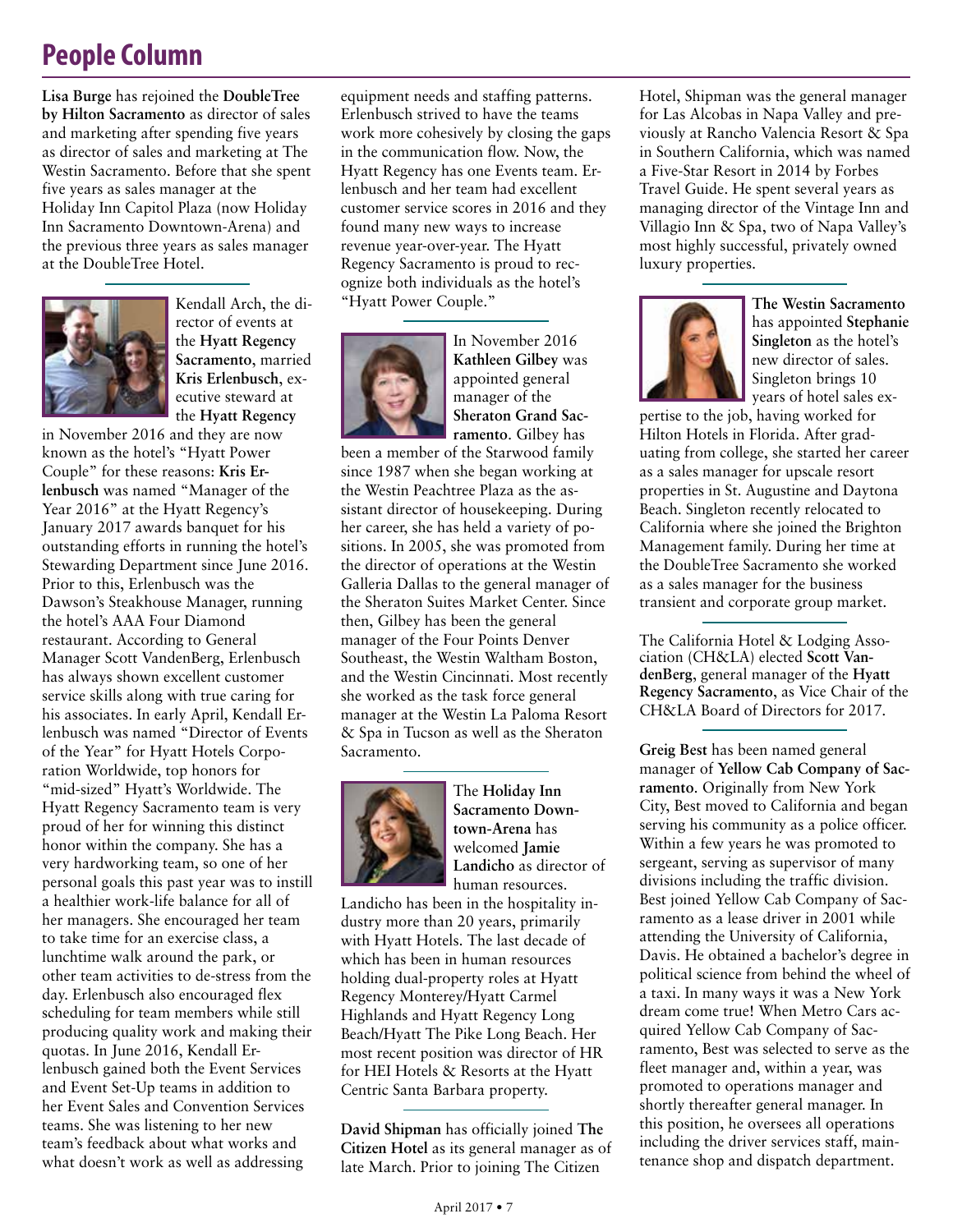# People Column

**Lisa Burge** has rejoined the **DoubleTree by Hilton Sacramento** as director of sales and marketing after spending five years as director of sales and marketing at The Westin Sacramento. Before that she spent five years as sales manager at the Holiday Inn Capitol Plaza (now Holiday Inn Sacramento Downtown-Arena) and the previous three years as sales manager at the DoubleTree Hotel.

---

Kendall Arch, the director of events at the **Hyatt Regency Sacramento**, married **Kris Erlenbusch**, executive steward at the **Hyatt Regency** in November 2016 and they are now known as the hotel's "Hyatt Power Couple" for these reasons: **Kris Erlenbusch** was named "Manager of the Year 2016" at the Hyatt Regency's January 2017 awards banquet for his outstanding efforts in running the hotel's Stewarding Department since June 2016. Prior to this, Erlenbusch was the Dawson's Steakhouse Manager, running the hotel's AAA Four Diamond restaurant. According to General Manager Scott VandenBerg, Erlenbusch has always shown excellent customer service skills along with true caring for his associates. In early April, Kendall Erlenbusch was named "Director of Events of the Year" for Hyatt Hotels Corporation Worldwide, top honors for "mid-sized" Hyatt's Worldwide. The Hyatt Regency Sacramento team is very proud of her for winning this distinct honor within the company. She has a very hardworking team, so one of her personal goals this past year was to instill a healthier work-life balance for all of her managers. She encouraged her team to take time for an exercise class, a lunchtime walk around the park, or other team activities to de-stress from the day. Erlenbusch also encouraged flex scheduling for team members while still producing quality work and making their quotas. In June 2016, Kendall Erlenbusch gained both the Event Services and Event Set-Up teams in addition to her Event Sales and Convention Services teams. She was listening to her new team's feedback about what works and what doesn't work as well as addressing equipment needs and staffing patterns. Erlenbusch strived to have the teams work more cohesively by closing the gaps in the communication flow. Now, the Hyatt Regency has one Events team. Erlenbusch and her team had excellent customer service scores in 2016 and they found many new ways to increase revenue year-over-year. The Hyatt Regency Sacramento is proud to recognize both individuals as the hotel's "Hyatt Power Couple."

---

In November 2016 **Kathleen Gilbey** was appointed general manager of the **Sheraton Grand Sacramento**. Gilbey has been a member of the Starwood family since 1987 when she began working at the Westin Peachtree Plaza as the assistant director of housekeeping. During her career, she has held a variety of positions. In 2005, she was promoted from the director of operations at the Westin Galleria Dallas to the general manager of the Sheraton Suites Market Center. Since then, Gilbey has been the general manager of the Four Points Denver Southeast, the Westin Waltham Boston, and the Westin Cincinnati. Most recently she worked as the task force general manager at the Westin La Paloma Resort & Spa in Tucson as well as the Sheraton Sacramento.

---

The **Holiday Inn Sacramento Downtown-Arena** has welcomed **Jamie Landicho** as director of human resources. Landicho has been in the hospitality industry more than 20 years, primarily with Hyatt Hotels. The last decade of which has been in human resources holding dual-property roles at Hyatt Regency Monterey/Hyatt Carmel Highlands and Hyatt Regency Long Beach/Hyatt The Pike Long Beach. Her most recent position was director of HR for HEI Hotels & Resorts at the Hyatt Centric Santa Barbara property.

---

**David Shipman** has officially joined **The Citizen Hotel** as its general manager as of late March. Prior to joining The Citizen Hotel, Shipman was the general manager for Las Alcobas in Napa Valley and previously at Rancho Valencia Resort & Spa in Southern California, which was named a Five-Star Resort in 2014 by Forbes Travel Guide. He spent several years as managing director of the Vintage Inn and Villagio Inn & Spa, two of Napa Valley's most highly successful, privately owned luxury properties.

---

**The Westin Sacramento** has appointed **Stephanie Singleton** as the hotel's new director of sales. Singleton brings 10 years of hotel sales expertise to the job, having worked for Hilton Hotels in Florida. After graduating from college, she started her career as a sales manager for upscale resort properties in St. Augustine and Daytona Beach. Singleton recently relocated to California where she joined the Brighton Management family. During her time at the DoubleTree Sacramento she worked as a sales manager for the business transient and corporate group market.

---

The California Hotel & Lodging Association (CH&LA) elected **Scott VandenBerg**, general manager of the **Hyatt Regency Sacramento**, as Vice Chair of the CH&LA Board of Directors for 2017.

---

**Greig Best** has been named general manager of **Yellow Cab Company of Sacramento**. Originally from New York City, Best moved to California and began serving his community as a police officer. Within a few years he was promoted to sergeant, serving as supervisor of many divisions including the traffic division. Best joined Yellow Cab Company of Sacramento as a lease driver in 2001 while attending the University of California, Davis. He obtained a bachelor's degree in political science from behind the wheel of a taxi. In many ways it was a New York dream come true! When Metro Cars acquired Yellow Cab Company of Sacramento, Best was selected to serve as the fleet manager and, within a year, was promoted to operations manager and shortly thereafter general manager. In this position, he oversees all operations including the driver services staff, maintenance shop and dispatch department.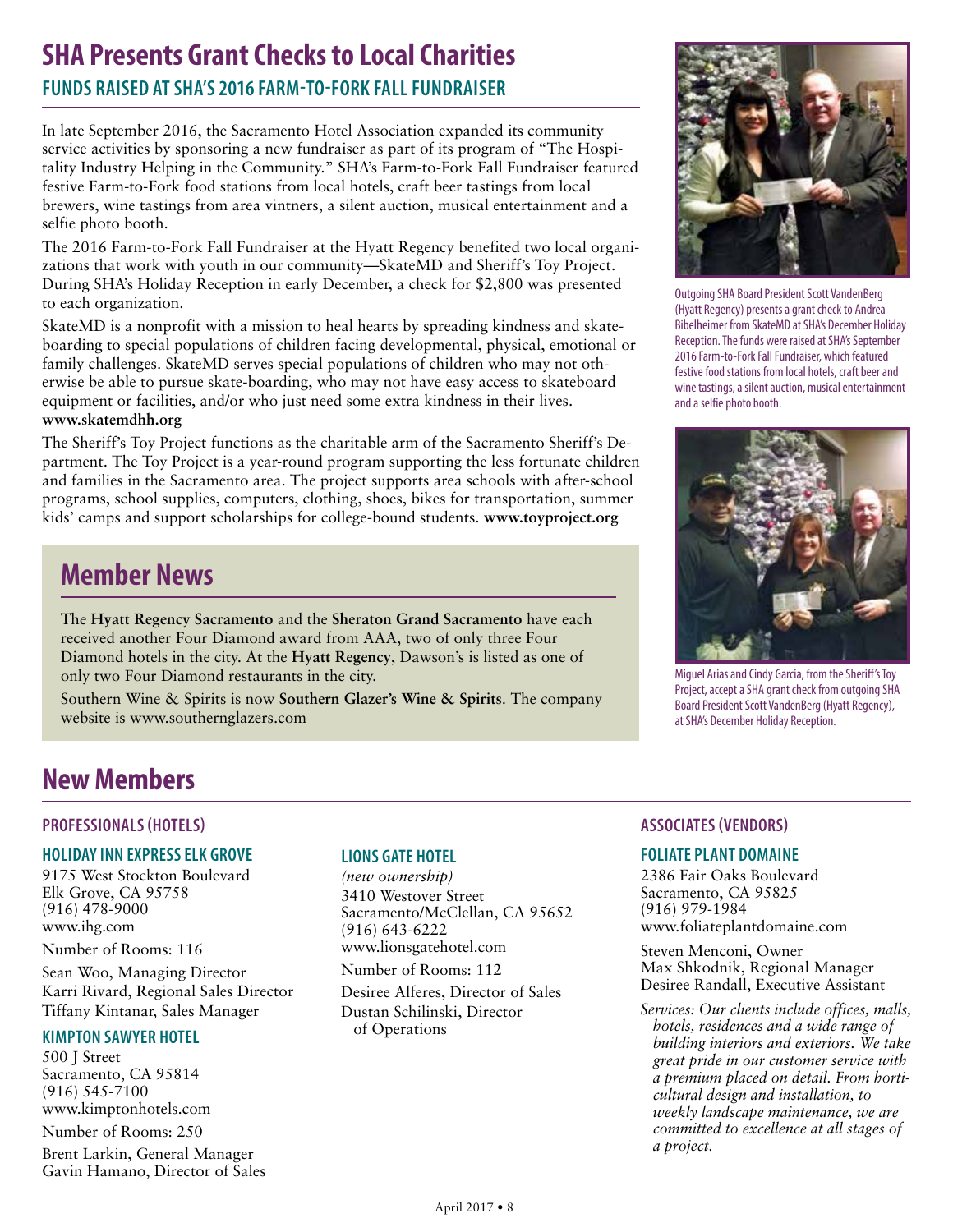# SHA Presents Grant Checks to Local Charities

## FUNDS RAISED AT SHA'S 2016 FARM-TO-FORK FALL FUNDRAISER

In late September 2016, the Sacramento Hotel Association expanded its community service activities by sponsoring a new fundraiser as part of its program of "The Hospitality Industry Helping in the Community." SHA's Farm-to-Fork Fall Fundraiser featured festive Farm-to-Fork food stations from local hotels, craft beer tastings from local brewers, wine tastings from area vintners, a silent auction, musical entertainment and a selfie photo booth.

The 2016 Farm-to-Fork Fall Fundraiser at the Hyatt Regency benefited two local organizations that work with youth in our community—SkateMD and Sheriff's Toy Project. During SHA's Holiday Reception in early December, a check for $2,800 was presented to each organization.

SkateMD is a nonprofit with a mission to heal hearts by spreading kindness and skateboarding to special populations of children facing developmental, physical, emotional or family challenges. SkateMD serves special populations of children who may not otherwise be able to pursue skate-boarding, who may not have easy access to skateboard equipment or facilities, and/or who just need some extra kindness in their lives. **www.skatemdhh.org**

The Sheriff's Toy Project functions as the charitable arm of the Sacramento Sheriff's Department. The Toy Project is a year-round program supporting the less fortunate children and families in the Sacramento area. The project supports area schools with after-school programs, school supplies, computers, clothing, shoes, bikes for transportation, summer kids' camps and support scholarships for college-bound students. **www.toyproject.org**

Outgoing SHA Board President Scott VandenBerg (Hyatt Regency) presents a grant check to Andrea Bibelheimer from SkateMD at SHA's December Holiday Reception. The funds were raised at SHA's September 2016 Farm-to-Fork Fall Fundraiser, which featured festive food stations from local hotels, craft beer and wine tastings, a silent auction, musical entertainment and a selfie photo booth.

Miguel Arias and Cindy Garcia, from the Sheriff's Toy Project, accept a SHA grant check from outgoing SHA Board President Scott VandenBerg (Hyatt Regency), at SHA's December Holiday Reception.

# Member News

The **Hyatt Regency Sacramento** and the **Sheraton Grand Sacramento** have each received another Four Diamond award from AAA, two of only three Four Diamond hotels in the city. At the **Hyatt Regency**, Dawson's is listed as one of only two Four Diamond restaurants in the city.

Southern Wine & Spirits is now **Southern Glazer's Wine & Spirits**. The company website is www.southernglazers.com

# New Members

## PROFESSIONALS (HOTELS)

### HOLIDAY INN EXPRESS ELK GROVE

9175 West Stockton Boulevard
Elk Grove, CA 95758
(916) 478-9000
www.ihg.com

Number of Rooms: 116

Sean Woo, Managing Director
Karri Rivard, Regional Sales Director
Tiffany Kintanar, Sales Manager

### KIMPTON SAWYER HOTEL

500 J Street
Sacramento, CA 95814
(916) 545-7100
www.kimptonhotels.com

Number of Rooms: 250

Brent Larkin, General Manager
Gavin Hamano, Director of Sales

### LIONS GATE HOTEL

*(new ownership)*
3410 Westover Street
Sacramento/McClellan, CA 95652
(916) 643-6222
www.lionsgatehotel.com

Number of Rooms: 112

Desiree Alferes, Director of Sales
Dustan Schilinski, Director of Operations

## ASSOCIATES (VENDORS)

### FOLIATE PLANT DOMAINE

2386 Fair Oaks Boulevard
Sacramento, CA 95825
(916) 979-1984
www.foliateplantdomaine.com

Steven Menconi, Owner
Max Shkodnik, Regional Manager
Desiree Randall, Executive Assistant

*Services: Our clients include offices, malls, hotels, residences and a wide range of building interiors and exteriors. We take great pride in our customer service with a premium placed on detail. From horticultural design and installation, to weekly landscape maintenance, we are committed to excellence at all stages of a project.*